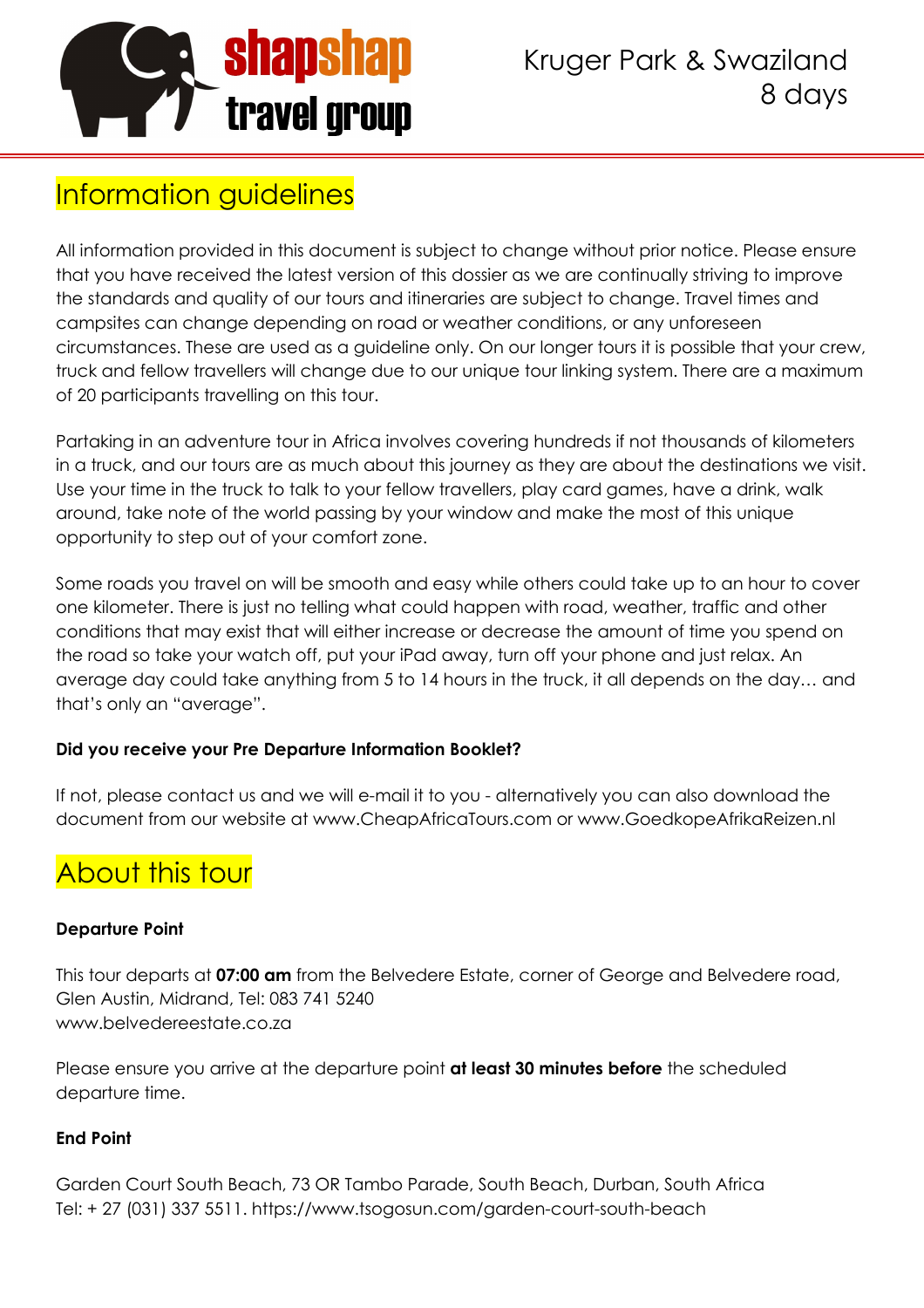Kruger Park & Swaziland
8 days

## Information guidelines

All information provided in this document is subject to change without prior notice. Please ensure that you have received the latest version of this dossier as we are continually striving to improve the standards and quality of our tours and itineraries are subject to change. Travel times and campsites can change depending on road or weather conditions, or any unforeseen circumstances. These are used as a guideline only. On our longer tours it is possible that your crew, truck and fellow travellers will change due to our unique tour linking system. There are a maximum of 20 participants travelling on this tour.

Partaking in an adventure tour in Africa involves covering hundreds if not thousands of kilometers in a truck, and our tours are as much about this journey as they are about the destinations we visit. Use your time in the truck to talk to your fellow travellers, play card games, have a drink, walk around, take note of the world passing by your window and make the most of this unique opportunity to step out of your comfort zone.

Some roads you travel on will be smooth and easy while others could take up to an hour to cover one kilometer. There is just no telling what could happen with road, weather, traffic and other conditions that may exist that will either increase or decrease the amount of time you spend on the road so take your watch off, put your iPad away, turn off your phone and just relax. An average day could take anything from 5 to 14 hours in the truck, it all depends on the day… and that's only an "average".

**Did you receive your Pre Departure Information Booklet?**

If not, please contact us and we will e-mail it to you - alternatively you can also download the document from our website at www.CheapAfricaTours.com or www.GoedkopeAfrikaReizen.nl

## About this tour

**Departure Point**

This tour departs at **07:00 am** from the Belvedere Estate, corner of George and Belvedere road, Glen Austin, Midrand, Tel: 083 741 5240
www.belvedereestate.co.za

Please ensure you arrive at the departure point **at least 30 minutes before** the scheduled departure time.

**End Point**

Garden Court South Beach, 73 OR Tambo Parade, South Beach, Durban, South Africa
Tel: + 27 (031) 337 5511. https://www.tsogosun.com/garden-court-south-beach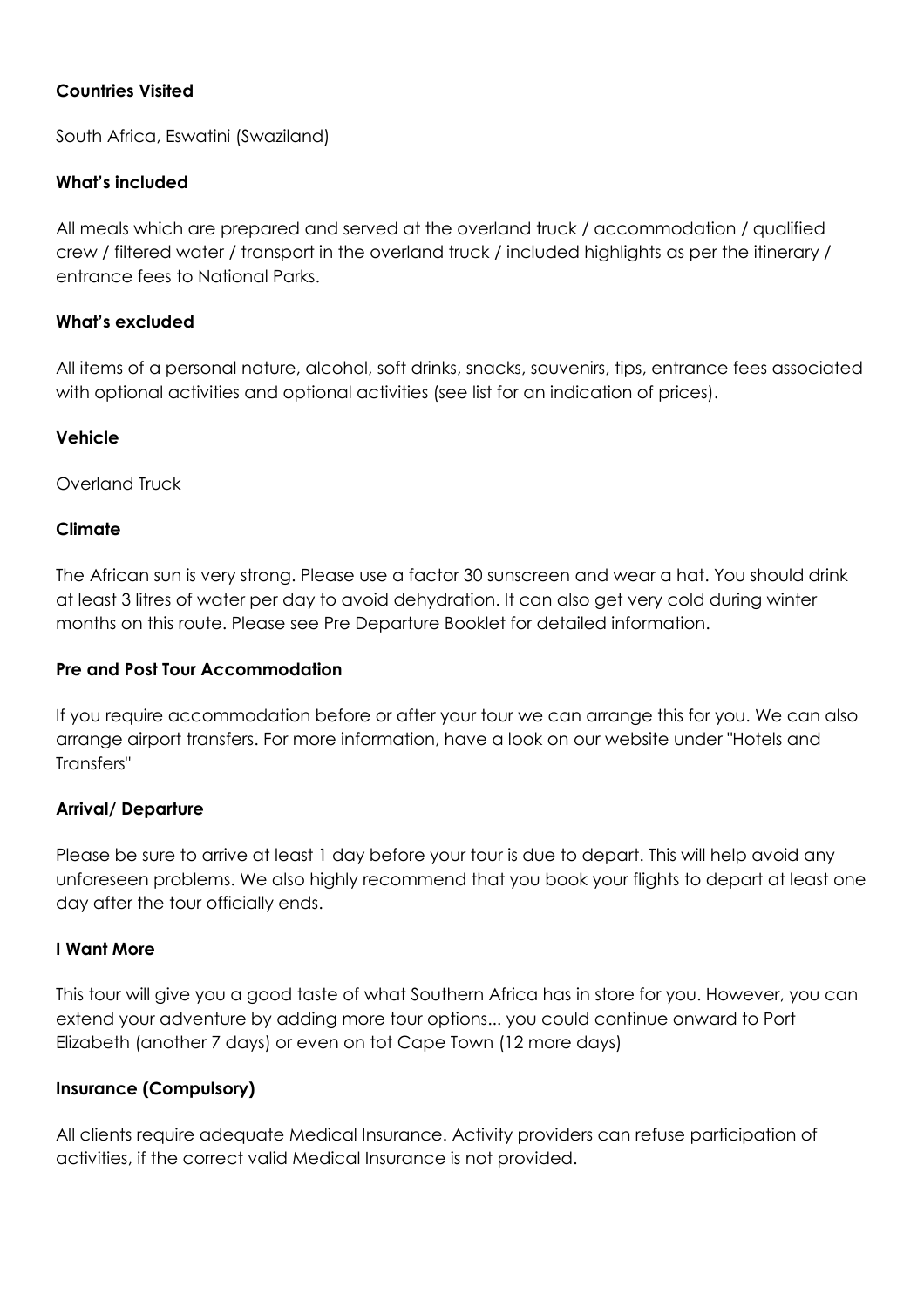**Countries Visited**

South Africa, Eswatini (Swaziland)

**What's included**

All meals which are prepared and served at the overland truck / accommodation / qualified crew / filtered water / transport in the overland truck / included highlights as per the itinerary / entrance fees to National Parks.

**What's excluded**

All items of a personal nature, alcohol, soft drinks, snacks, souvenirs, tips, entrance fees associated with optional activities and optional activities (see list for an indication of prices).

**Vehicle**

Overland Truck

**Climate**

The African sun is very strong. Please use a factor 30 sunscreen and wear a hat. You should drink at least 3 litres of water per day to avoid dehydration. It can also get very cold during winter months on this route. Please see Pre Departure Booklet for detailed information.

**Pre and Post Tour Accommodation**

If you require accommodation before or after your tour we can arrange this for you. We can also arrange airport transfers. For more information, have a look on our website under "Hotels and Transfers"

**Arrival/ Departure**

Please be sure to arrive at least 1 day before your tour is due to depart. This will help avoid any unforeseen problems. We also highly recommend that you book your flights to depart at least one day after the tour officially ends.

**I Want More**

This tour will give you a good taste of what Southern Africa has in store for you. However, you can extend your adventure by adding more tour options... you could continue onward to Port Elizabeth (another 7 days) or even on tot Cape Town (12 more days)

**Insurance (Compulsory)**

All clients require adequate Medical Insurance. Activity providers can refuse participation of activities, if the correct valid Medical Insurance is not provided.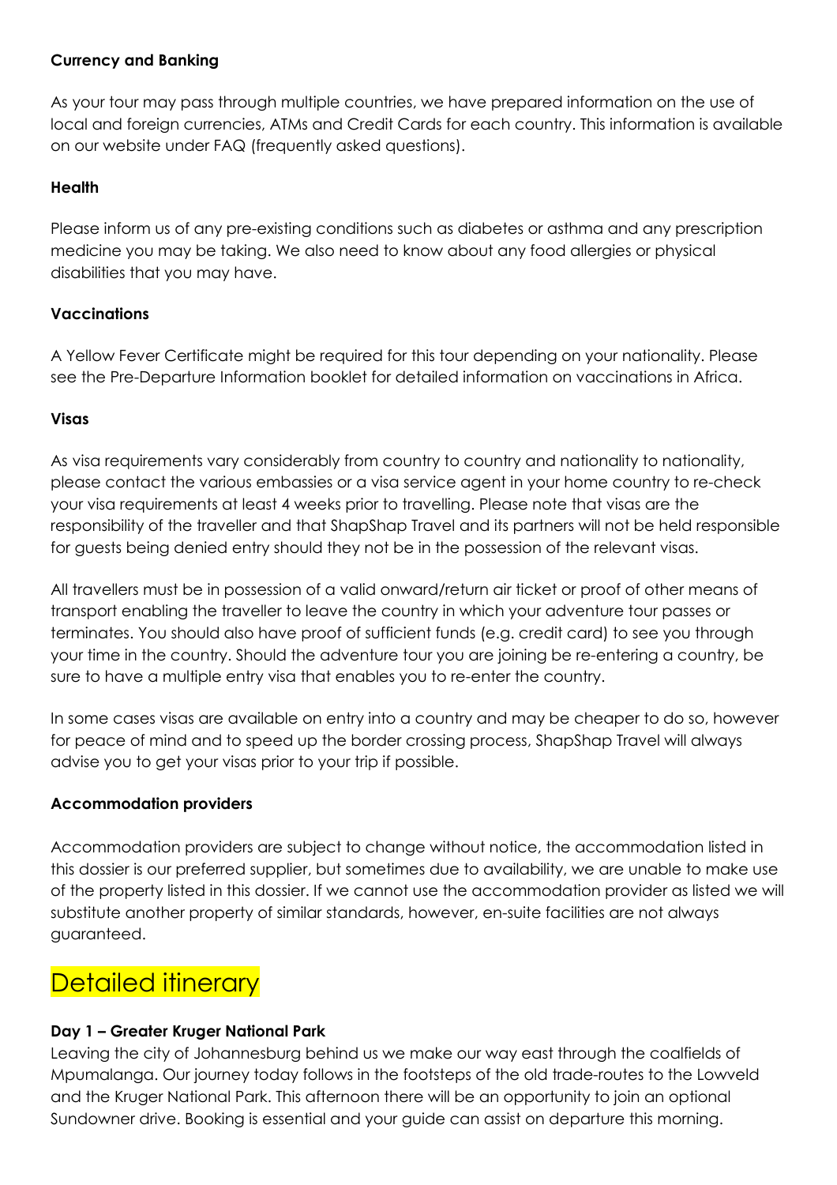**Currency and Banking**

As your tour may pass through multiple countries, we have prepared information on the use of local and foreign currencies, ATMs and Credit Cards for each country. This information is available on our website under FAQ (frequently asked questions).

**Health**

Please inform us of any pre-existing conditions such as diabetes or asthma and any prescription medicine you may be taking. We also need to know about any food allergies or physical disabilities that you may have.

**Vaccinations**

A Yellow Fever Certificate might be required for this tour depending on your nationality. Please see the Pre-Departure Information booklet for detailed information on vaccinations in Africa.

**Visas**

As visa requirements vary considerably from country to country and nationality to nationality, please contact the various embassies or a visa service agent in your home country to re-check your visa requirements at least 4 weeks prior to travelling. Please note that visas are the responsibility of the traveller and that ShapShap Travel and its partners will not be held responsible for guests being denied entry should they not be in the possession of the relevant visas.

All travellers must be in possession of a valid onward/return air ticket or proof of other means of transport enabling the traveller to leave the country in which your adventure tour passes or terminates. You should also have proof of sufficient funds (e.g. credit card) to see you through your time in the country. Should the adventure tour you are joining be re-entering a country, be sure to have a multiple entry visa that enables you to re-enter the country.

In some cases visas are available on entry into a country and may be cheaper to do so, however for peace of mind and to speed up the border crossing process, ShapShap Travel will always advise you to get your visas prior to your trip if possible.

**Accommodation providers**

Accommodation providers are subject to change without notice, the accommodation listed in this dossier is our preferred supplier, but sometimes due to availability, we are unable to make use of the property listed in this dossier. If we cannot use the accommodation provider as listed we will substitute another property of similar standards, however, en-suite facilities are not always guaranteed.

# Detailed itinerary

**Day 1 – Greater Kruger National Park**

Leaving the city of Johannesburg behind us we make our way east through the coalfields of Mpumalanga. Our journey today follows in the footsteps of the old trade-routes to the Lowveld and the Kruger National Park. This afternoon there will be an opportunity to join an optional Sundowner drive. Booking is essential and your guide can assist on departure this morning.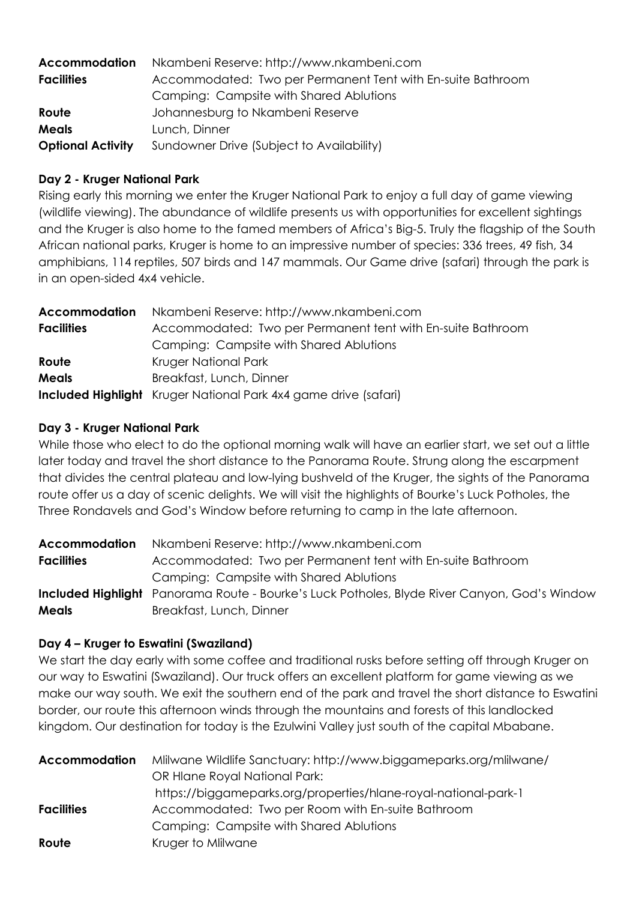| | |
|---|---|
| **Accommodation** | Nkambeni Reserve: http://www.nkambeni.com |
| **Facilities** | Accommodated: Two per Permanent Tent with En-suite Bathroom<br>Camping: Campsite with Shared Ablutions |
| **Route** | Johannesburg to Nkambeni Reserve |
| **Meals** | Lunch, Dinner |
| **Optional Activity** | Sundowner Drive (Subject to Availability) |

**Day 2 - Kruger National Park**

Rising early this morning we enter the Kruger National Park to enjoy a full day of game viewing (wildlife viewing). The abundance of wildlife presents us with opportunities for excellent sightings and the Kruger is also home to the famed members of Africa's Big-5. Truly the flagship of the South African national parks, Kruger is home to an impressive number of species: 336 trees, 49 fish, 34 amphibians, 114 reptiles, 507 birds and 147 mammals. Our Game drive (safari) through the park is in an open-sided 4x4 vehicle.

| | |
|---|---|
| **Accommodation** | Nkambeni Reserve: http://www.nkambeni.com |
| **Facilities** | Accommodated: Two per Permanent tent with En-suite Bathroom<br>Camping: Campsite with Shared Ablutions |
| **Route** | Kruger National Park |
| **Meals** | Breakfast, Lunch, Dinner |
| **Included Highlight** | Kruger National Park 4x4 game drive (safari) |

**Day 3 - Kruger National Park**

While those who elect to do the optional morning walk will have an earlier start, we set out a little later today and travel the short distance to the Panorama Route. Strung along the escarpment that divides the central plateau and low-lying bushveld of the Kruger, the sights of the Panorama route offer us a day of scenic delights. We will visit the highlights of Bourke's Luck Potholes, the Three Rondavels and God's Window before returning to camp in the late afternoon.

| | |
|---|---|
| **Accommodation** | Nkambeni Reserve: http://www.nkambeni.com |
| **Facilities** | Accommodated: Two per Permanent tent with En-suite Bathroom<br>Camping: Campsite with Shared Ablutions |
| **Included Highlight** | Panorama Route - Bourke's Luck Potholes, Blyde River Canyon, God's Window |
| **Meals** | Breakfast, Lunch, Dinner |

**Day 4 – Kruger to Eswatini (Swaziland)**

We start the day early with some coffee and traditional rusks before setting off through Kruger on our way to Eswatini (Swaziland). Our truck offers an excellent platform for game viewing as we make our way south. We exit the southern end of the park and travel the short distance to Eswatini border, our route this afternoon winds through the mountains and forests of this landlocked kingdom. Our destination for today is the Ezulwini Valley just south of the capital Mbabane.

| | |
|---|---|
| **Accommodation** | Mlilwane Wildlife Sanctuary: http://www.biggameparks.org/mlilwane/<br>OR Hlane Royal National Park:<br>https://biggameparks.org/properties/hlane-royal-national-park-1 |
| **Facilities** | Accommodated: Two per Room with En-suite Bathroom<br>Camping: Campsite with Shared Ablutions |
| **Route** | Kruger to Mlilwane |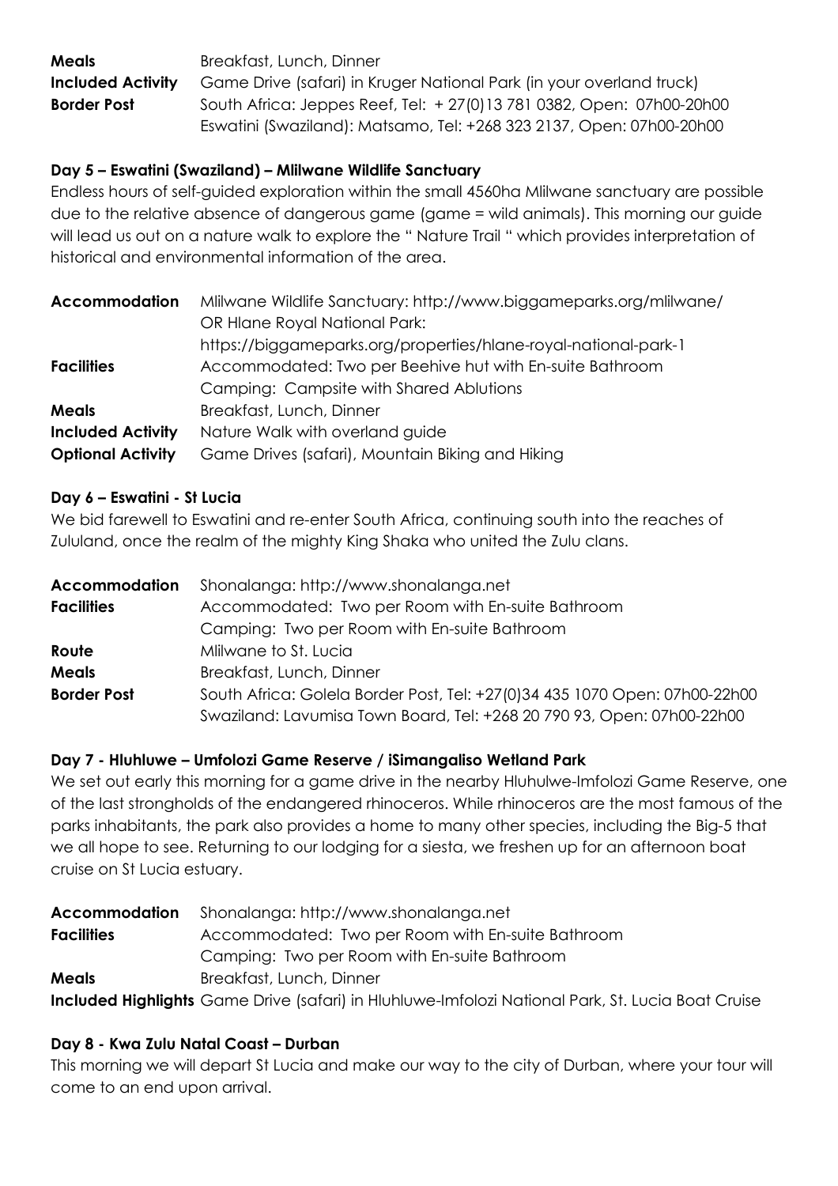| | |
|---|---|
| **Meals** | Breakfast, Lunch, Dinner |
| **Included Activity** | Game Drive (safari) in Kruger National Park (in your overland truck) |
| **Border Post** | South Africa: Jeppes Reef, Tel: + 27(0)13 781 0382, Open: 07h00-20h00<br>Eswatini (Swaziland): Matsamo, Tel: +268 323 2137, Open: 07h00-20h00 |

### Day 5 – Eswatini (Swaziland) – Mlilwane Wildlife Sanctuary

Endless hours of self-guided exploration within the small 4560ha Mlilwane sanctuary are possible due to the relative absence of dangerous game (game = wild animals). This morning our guide will lead us out on a nature walk to explore the " Nature Trail " which provides interpretation of historical and environmental information of the area.

| | |
|---|---|
| **Accommodation** | Mlilwane Wildlife Sanctuary: http://www.biggameparks.org/mlilwane/<br>OR Hlane Royal National Park:<br>https://biggameparks.org/properties/hlane-royal-national-park-1 |
| **Facilities** | Accommodated: Two per Beehive hut with En-suite Bathroom<br>Camping: Campsite with Shared Ablutions |
| **Meals** | Breakfast, Lunch, Dinner |
| **Included Activity** | Nature Walk with overland guide |
| **Optional Activity** | Game Drives (safari), Mountain Biking and Hiking |

### Day 6 – Eswatini - St Lucia

We bid farewell to Eswatini and re-enter South Africa, continuing south into the reaches of Zululand, once the realm of the mighty King Shaka who united the Zulu clans.

| | |
|---|---|
| **Accommodation** | Shonalanga: http://www.shonalanga.net |
| **Facilities** | Accommodated: Two per Room with En-suite Bathroom<br>Camping: Two per Room with En-suite Bathroom |
| **Route** | Mlilwane to St. Lucia |
| **Meals** | Breakfast, Lunch, Dinner |
| **Border Post** | South Africa: Golela Border Post, Tel: +27(0)34 435 1070 Open: 07h00-22h00<br>Swaziland: Lavumisa Town Board, Tel: +268 20 790 93, Open: 07h00-22h00 |

### Day 7 - Hluhluwe – Umfolozi Game Reserve / iSimangaliso Wetland Park

We set out early this morning for a game drive in the nearby Hluhulwe-Imfolozi Game Reserve, one of the last strongholds of the endangered rhinoceros. While rhinoceros are the most famous of the parks inhabitants, the park also provides a home to many other species, including the Big-5 that we all hope to see. Returning to our lodging for a siesta, we freshen up for an afternoon boat cruise on St Lucia estuary.

| | |
|---|---|
| **Accommodation** | Shonalanga: http://www.shonalanga.net |
| **Facilities** | Accommodated: Two per Room with En-suite Bathroom<br>Camping: Two per Room with En-suite Bathroom |
| **Meals** | Breakfast, Lunch, Dinner |
| **Included Highlights** | Game Drive (safari) in Hluhluwe-Imfolozi National Park, St. Lucia Boat Cruise |

### Day 8 - Kwa Zulu Natal Coast – Durban

This morning we will depart St Lucia and make our way to the city of Durban, where your tour will come to an end upon arrival.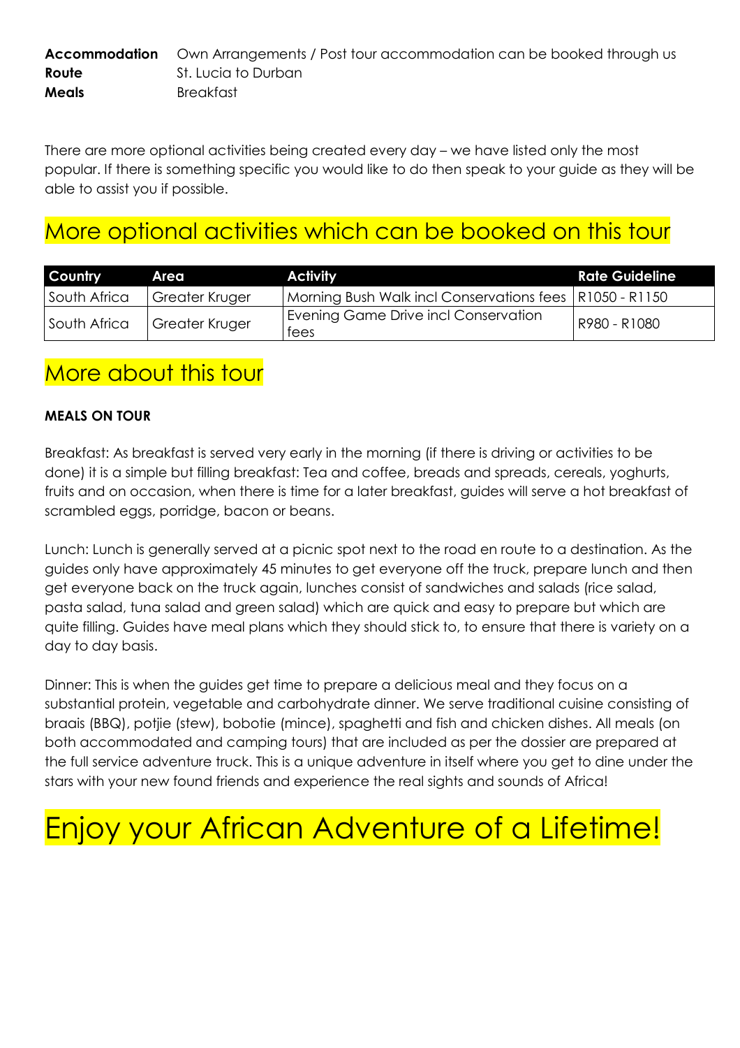**Accommodation** Own Arrangements / Post tour accommodation can be booked through us
**Route** St. Lucia to Durban
**Meals** Breakfast

There are more optional activities being created every day – we have listed only the most popular. If there is something specific you would like to do then speak to your guide as they will be able to assist you if possible.

## More optional activities which can be booked on this tour

| Country | Area | Activity | Rate Guideline |
| --- | --- | --- | --- |
| South Africa | Greater Kruger | Morning Bush Walk incl Conservations fees | R1050 - R1150 |
| South Africa | Greater Kruger | Evening Game Drive incl Conservation fees | R980 - R1080 |

## More about this tour

**MEALS ON TOUR**

Breakfast: As breakfast is served very early in the morning (if there is driving or activities to be done) it is a simple but filling breakfast: Tea and coffee, breads and spreads, cereals, yoghurts, fruits and on occasion, when there is time for a later breakfast, guides will serve a hot breakfast of scrambled eggs, porridge, bacon or beans.

Lunch: Lunch is generally served at a picnic spot next to the road en route to a destination. As the guides only have approximately 45 minutes to get everyone off the truck, prepare lunch and then get everyone back on the truck again, lunches consist of sandwiches and salads (rice salad, pasta salad, tuna salad and green salad) which are quick and easy to prepare but which are quite filling. Guides have meal plans which they should stick to, to ensure that there is variety on a day to day basis.

Dinner: This is when the guides get time to prepare a delicious meal and they focus on a substantial protein, vegetable and carbohydrate dinner. We serve traditional cuisine consisting of braais (BBQ), potjie (stew), bobotie (mince), spaghetti and fish and chicken dishes. All meals (on both accommodated and camping tours) that are included as per the dossier are prepared at the full service adventure truck. This is a unique adventure in itself where you get to dine under the stars with your new found friends and experience the real sights and sounds of Africa!

# Enjoy your African Adventure of a Lifetime!